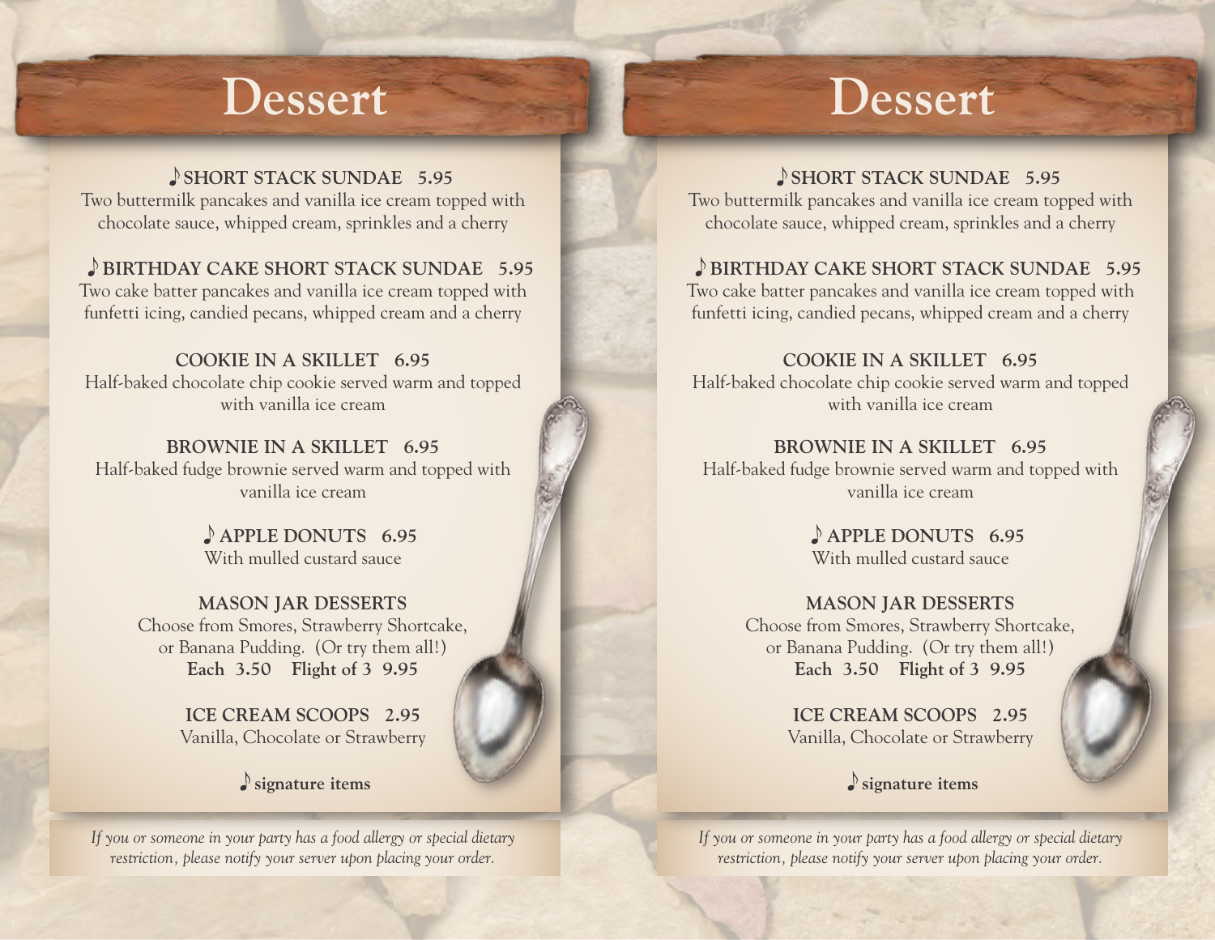# Dessert

**♪SHORT STACK SUNDAE 5.95**
Two buttermilk pancakes and vanilla ice cream topped with chocolate sauce, whipped cream, sprinkles and a cherry

**♪BIRTHDAY CAKE SHORT STACK SUNDAE 5.95**
Two cake batter pancakes and vanilla ice cream topped with funfetti icing, candied pecans, whipped cream and a cherry

**COOKIE IN A SKILLET 6.95**
Half-baked chocolate chip cookie served warm and topped with vanilla ice cream

**BROWNIE IN A SKILLET 6.95**
Half-baked fudge brownie served warm and topped with vanilla ice cream

**♪APPLE DONUTS 6.95**
With mulled custard sauce

**MASON JAR DESSERTS**
Choose from Smores, Strawberry Shortcake, or Banana Pudding. (Or try them all!)
**Each 3.50 Flight of 3 9.95**

**ICE CREAM SCOOPS 2.95**
Vanilla, Chocolate or Strawberry

**♪signature items**

*If you or someone in your party has a food allergy or special dietary restriction, please notify your server upon placing your order.*

# Dessert

**♪SHORT STACK SUNDAE 5.95**
Two buttermilk pancakes and vanilla ice cream topped with chocolate sauce, whipped cream, sprinkles and a cherry

**♪BIRTHDAY CAKE SHORT STACK SUNDAE 5.95**
Two cake batter pancakes and vanilla ice cream topped with funfetti icing, candied pecans, whipped cream and a cherry

**COOKIE IN A SKILLET 6.95**
Half-baked chocolate chip cookie served warm and topped with vanilla ice cream

**BROWNIE IN A SKILLET 6.95**
Half-baked fudge brownie served warm and topped with vanilla ice cream

**♪APPLE DONUTS 6.95**
With mulled custard sauce

**MASON JAR DESSERTS**
Choose from Smores, Strawberry Shortcake, or Banana Pudding. (Or try them all!)
**Each 3.50 Flight of 3 9.95**

**ICE CREAM SCOOPS 2.95**
Vanilla, Chocolate or Strawberry

**♪signature items**

*If you or someone in your party has a food allergy or special dietary restriction, please notify your server upon placing your order.*